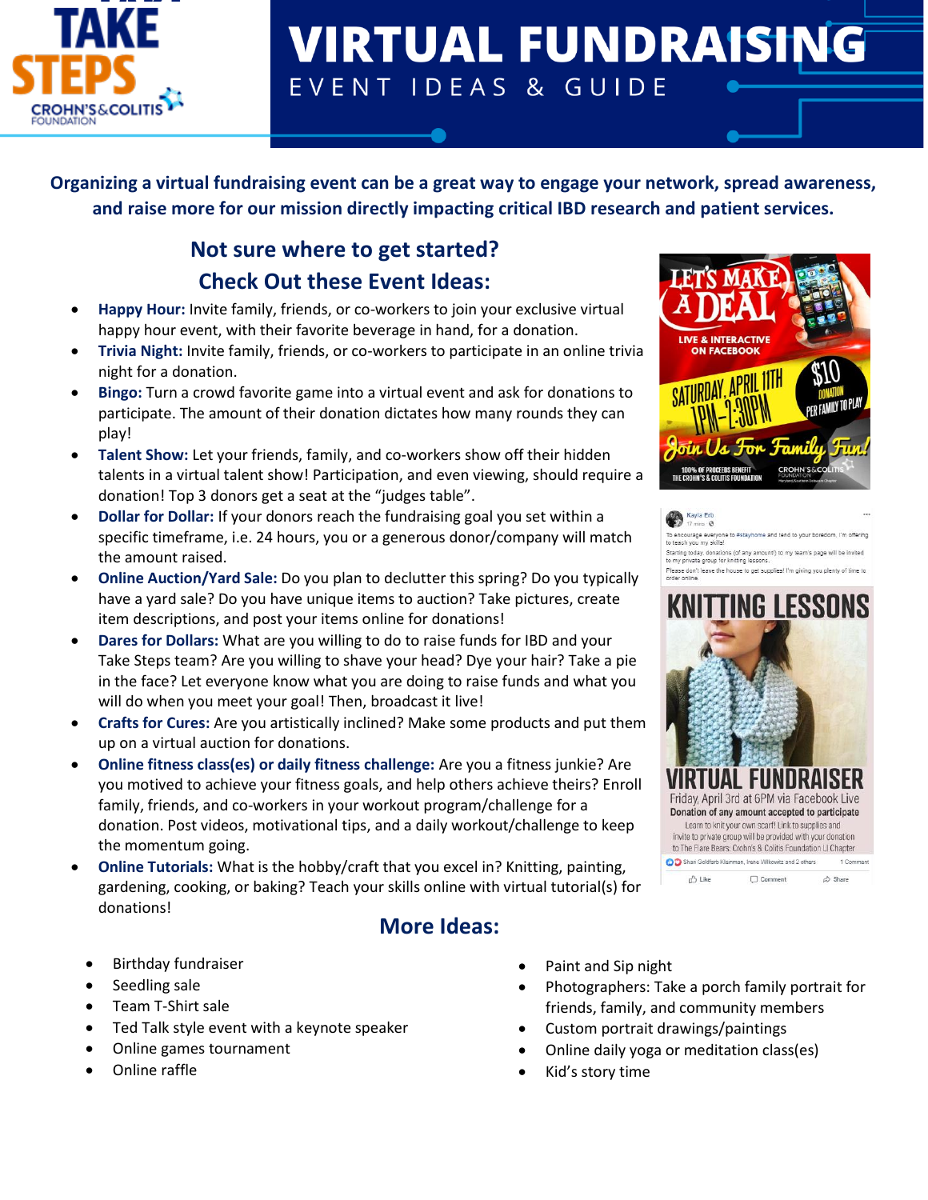# VIRTUAL FUNDRAISING

## EVENT IDEAS & GUIDE

**Organizing a virtual fundraising event can be a great way to engage your network, spread awareness, and raise more for our mission directly impacting critical IBD research and patient services.**

## Not sure where to get started?

## Check Out these Event Ideas:

- **Happy Hour:** Invite family, friends, or co-workers to join your exclusive virtual happy hour event, with their favorite beverage in hand, for a donation.
- **Trivia Night:** Invite family, friends, or co-workers to participate in an online trivia night for a donation.
- **Bingo:** Turn a crowd favorite game into a virtual event and ask for donations to participate. The amount of their donation dictates how many rounds they can play!
- **Talent Show:** Let your friends, family, and co-workers show off their hidden talents in a virtual talent show! Participation, and even viewing, should require a donation! Top 3 donors get a seat at the "judges table".
- **Dollar for Dollar:** If your donors reach the fundraising goal you set within a specific timeframe, i.e. 24 hours, you or a generous donor/company will match the amount raised.
- **Online Auction/Yard Sale:** Do you plan to declutter this spring? Do you typically have a yard sale? Do you have unique items to auction? Take pictures, create item descriptions, and post your items online for donations!
- **Dares for Dollars:** What are you willing to do to raise funds for IBD and your Take Steps team? Are you willing to shave your head? Dye your hair? Take a pie in the face? Let everyone know what you are doing to raise funds and what you will do when you meet your goal! Then, broadcast it live!
- **Crafts for Cures:** Are you artistically inclined? Make some products and put them up on a virtual auction for donations.
- **Online fitness class(es) or daily fitness challenge:** Are you a fitness junkie? Are you motivated to achieve your fitness goals, and help others achieve theirs? Enroll family, friends, and co-workers in your workout program/challenge for a donation. Post videos, motivational tips, and a daily workout/challenge to keep the momentum going.
- **Online Tutorials:** What is the hobby/craft that you excel in? Knitting, painting, gardening, cooking, or baking? Teach your skills online with virtual tutorial(s) for donations!

## More Ideas:

- Birthday fundraiser
- Seedling sale
- Team T-Shirt sale
- Ted Talk style event with a keynote speaker
- Online games tournament
- Online raffle
- Paint and Sip night
- Photographers: Take a porch family portrait for friends, family, and community members
- Custom portrait drawings/paintings
- Online daily yoga or meditation class(es)
- Kid's story time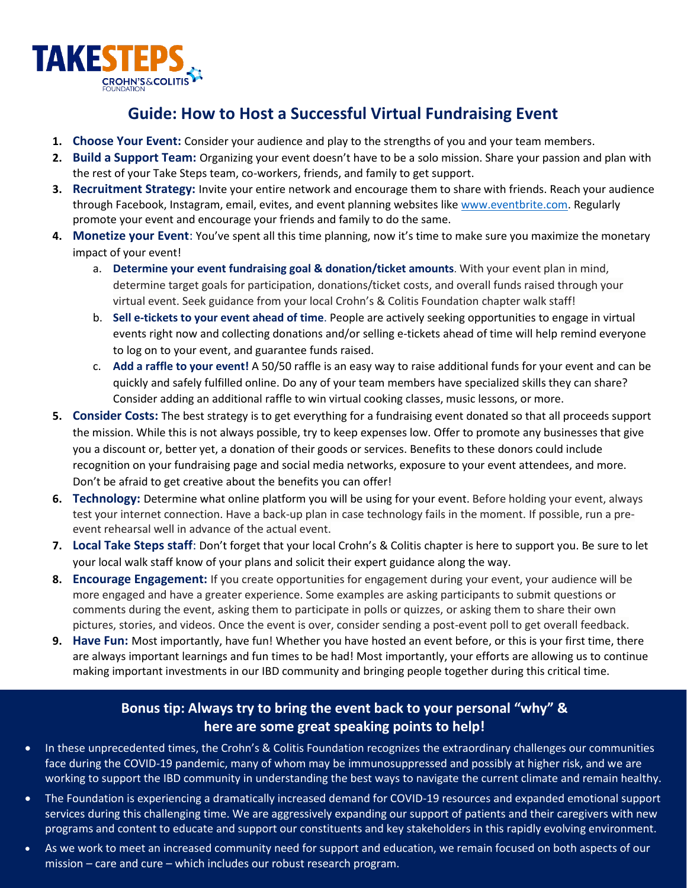TAKESTEPS
CROHN'S&COLITIS FOUNDATION

## Guide: How to Host a Successful Virtual Fundraising Event

1. **Choose Your Event:** Consider your audience and play to the strengths of you and your team members.
2. **Build a Support Team:** Organizing your event doesn't have to be a solo mission. Share your passion and plan with the rest of your Take Steps team, co-workers, friends, and family to get support.
3. **Recruitment Strategy:** Invite your entire network and encourage them to share with friends. Reach your audience through Facebook, Instagram, email, evites, and event planning websites like www.eventbrite.com. Regularly promote your event and encourage your friends and family to do the same.
4. **Monetize your Event**: You've spent all this time planning, now it's time to make sure you maximize the monetary impact of your event!
   a. **Determine your event fundraising goal & donation/ticket amounts**. With your event plan in mind, determine target goals for participation, donations/ticket costs, and overall funds raised through your virtual event. Seek guidance from your local Crohn's & Colitis Foundation chapter walk staff!
   b. **Sell e-tickets to your event ahead of time**. People are actively seeking opportunities to engage in virtual events right now and collecting donations and/or selling e-tickets ahead of time will help remind everyone to log on to your event, and guarantee funds raised.
   c. **Add a raffle to your event!** A 50/50 raffle is an easy way to raise additional funds for your event and can be quickly and safely fulfilled online. Do any of your team members have specialized skills they can share? Consider adding an additional raffle to win virtual cooking classes, music lessons, or more.
5. **Consider Costs:** The best strategy is to get everything for a fundraising event donated so that all proceeds support the mission. While this is not always possible, try to keep expenses low. Offer to promote any businesses that give you a discount or, better yet, a donation of their goods or services. Benefits to these donors could include recognition on your fundraising page and social media networks, exposure to your event attendees, and more. Don't be afraid to get creative about the benefits you can offer!
6. **Technology:** Determine what online platform you will be using for your event. Before holding your event, always test your internet connection. Have a back-up plan in case technology fails in the moment. If possible, run a pre-event rehearsal well in advance of the actual event.
7. **Local Take Steps staff**: Don't forget that your local Crohn's & Colitis chapter is here to support you. Be sure to let your local walk staff know of your plans and solicit their expert guidance along the way.
8. **Encourage Engagement:** If you create opportunities for engagement during your event, your audience will be more engaged and have a greater experience. Some examples are asking participants to submit questions or comments during the event, asking them to participate in polls or quizzes, or asking them to share their own pictures, stories, and videos. Once the event is over, consider sending a post-event poll to get overall feedback.
9. **Have Fun:** Most importantly, have fun! Whether you have hosted an event before, or this is your first time, there are always important learnings and fun times to be had! Most importantly, your efforts are allowing us to continue making important investments in our IBD community and bringing people together during this critical time.

### Bonus tip: Always try to bring the event back to your personal "why" & here are some great speaking points to help!

- In these unprecedented times, the Crohn's & Colitis Foundation recognizes the extraordinary challenges our communities face during the COVID-19 pandemic, many of whom may be immunosuppressed and possibly at higher risk, and we are working to support the IBD community in understanding the best ways to navigate the current climate and remain healthy.
- The Foundation is experiencing a dramatically increased demand for COVID-19 resources and expanded emotional support services during this challenging time. We are aggressively expanding our support of patients and their caregivers with new programs and content to educate and support our constituents and key stakeholders in this rapidly evolving environment.
- As we work to meet an increased community need for support and education, we remain focused on both aspects of our mission – care and cure – which includes our robust research program.